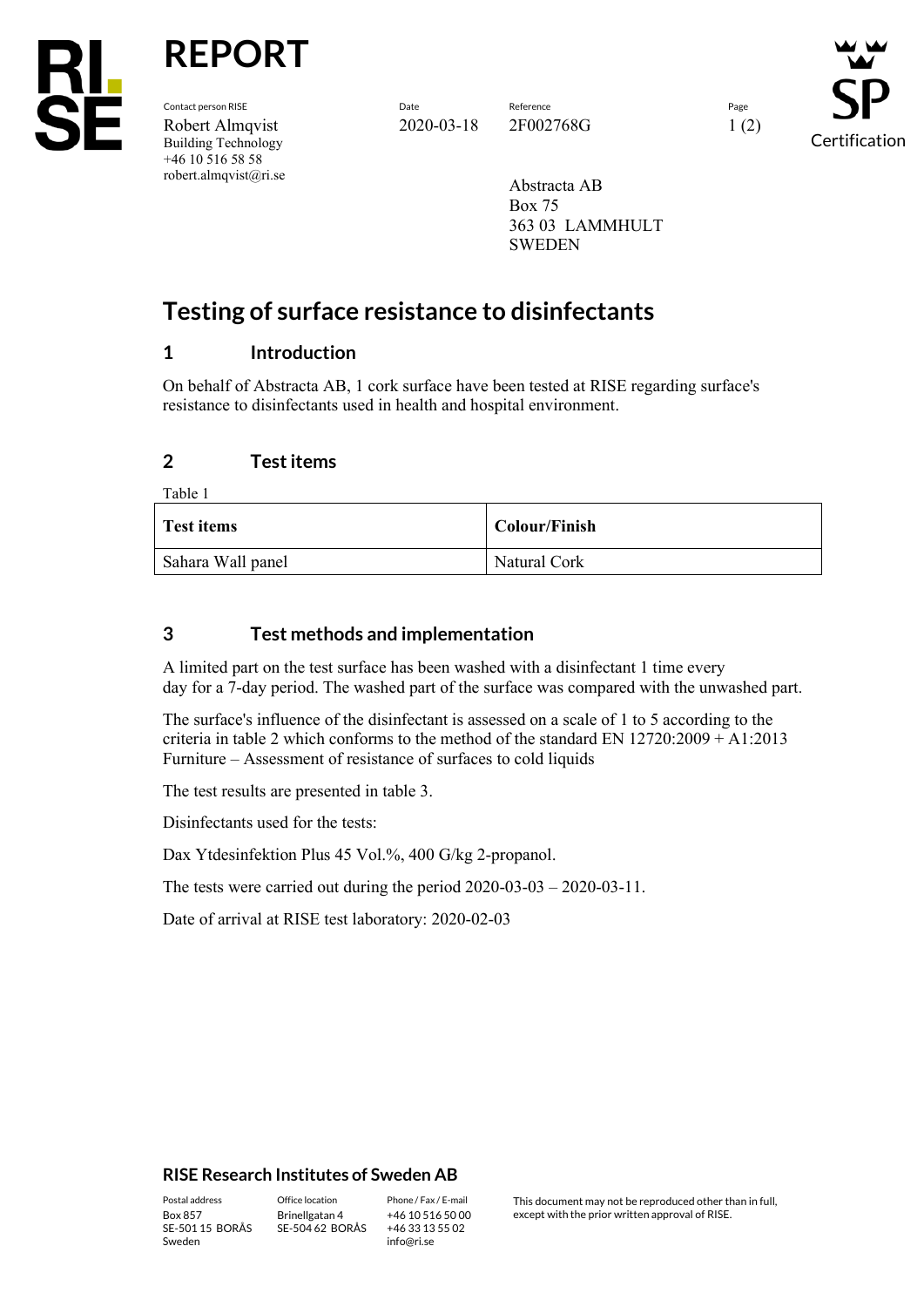# REPORT

| Contact person RISE | Date | Reference | Page |
|---|---|---|---|
| Robert Almqvist<br>Building Technology<br>+46 10 516 58 58<br>robert.almqvist@ri.se | 2020-03-18 | 2F002768G | 1 (2) |

Abstracta AB
Box 75
363 03 LAMMHULT
SWEDEN

## Testing of surface resistance to disinfectants

### 1 Introduction

On behalf of Abstracta AB, 1 cork surface have been tested at RISE regarding surface's resistance to disinfectants used in health and hospital environment.

### 2 Test items

Table 1

| Test items | Colour/Finish |
|---|---|
| Sahara Wall panel | Natural Cork |

### 3 Test methods and implementation

A limited part on the test surface has been washed with a disinfectant 1 time every day for a 7-day period. The washed part of the surface was compared with the unwashed part.

The surface's influence of the disinfectant is assessed on a scale of 1 to 5 according to the criteria in table 2 which conforms to the method of the standard EN 12720:2009 + A1:2013 Furniture – Assessment of resistance of surfaces to cold liquids

The test results are presented in table 3.

Disinfectants used for the tests:

Dax Ytdesinfektion Plus 45 Vol.%, 400 G/kg 2-propanol.

The tests were carried out during the period 2020-03-03 – 2020-03-11.

Date of arrival at RISE test laboratory: 2020-02-03

**RISE Research Institutes of Sweden AB**

| Postal address | Office location | Phone / Fax / E-mail | |
|---|---|---|---|
| Box 857<br>SE-501 15 BORÅS<br>Sweden | Brinellgatan 4<br>SE-504 62 BORÅS | +46 10 516 50 00<br>+46 33 13 55 02<br>info@ri.se | This document may not be reproduced other than in full, except with the prior written approval of RISE. |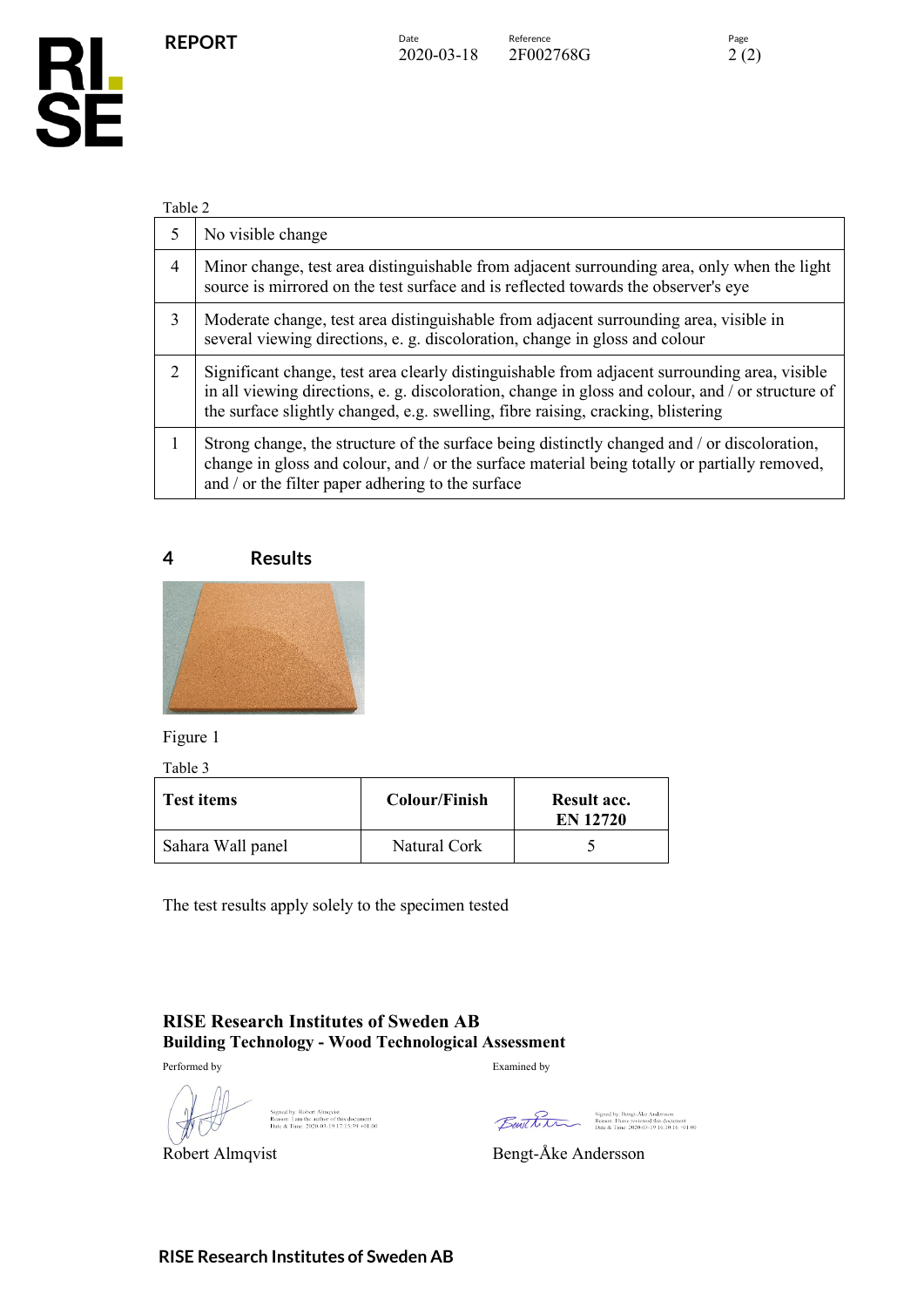Table 2

| | |
|---|---|
| 5 | No visible change |
| 4 | Minor change, test area distinguishable from adjacent surrounding area, only when the light source is mirrored on the test surface and is reflected towards the observer's eye |
| 3 | Moderate change, test area distinguishable from adjacent surrounding area, visible in several viewing directions, e. g. discoloration, change in gloss and colour |
| 2 | Significant change, test area clearly distinguishable from adjacent surrounding area, visible in all viewing directions, e. g. discoloration, change in gloss and colour, and / or structure of the surface slightly changed, e.g. swelling, fibre raising, cracking, blistering |
| 1 | Strong change, the structure of the surface being distinctly changed and / or discoloration, change in gloss and colour, and / or the surface material being totally or partially removed, and / or the filter paper adhering to the surface |

## 4 Results

Figure 1

Table 3

| Test items | Colour/Finish | Result acc. EN 12720 |
|---|---|---|
| Sahara Wall panel | Natural Cork | 5 |

The test results apply solely to the specimen tested

**RISE Research Institutes of Sweden AB**
**Building Technology - Wood Technological Assessment**

Performed by

Signed by: Robert Almqvist
Reason: I am the author of this document
Date & Time: 2020-03-19 17:15:39 +01:00

Robert Almqvist

Examined by

Signed by: Bengt-Åke Andersson
Reason: I have reviewed this document
Date & Time: 2020-03-19 16:10:16 +01:00

Bengt-Åke Andersson